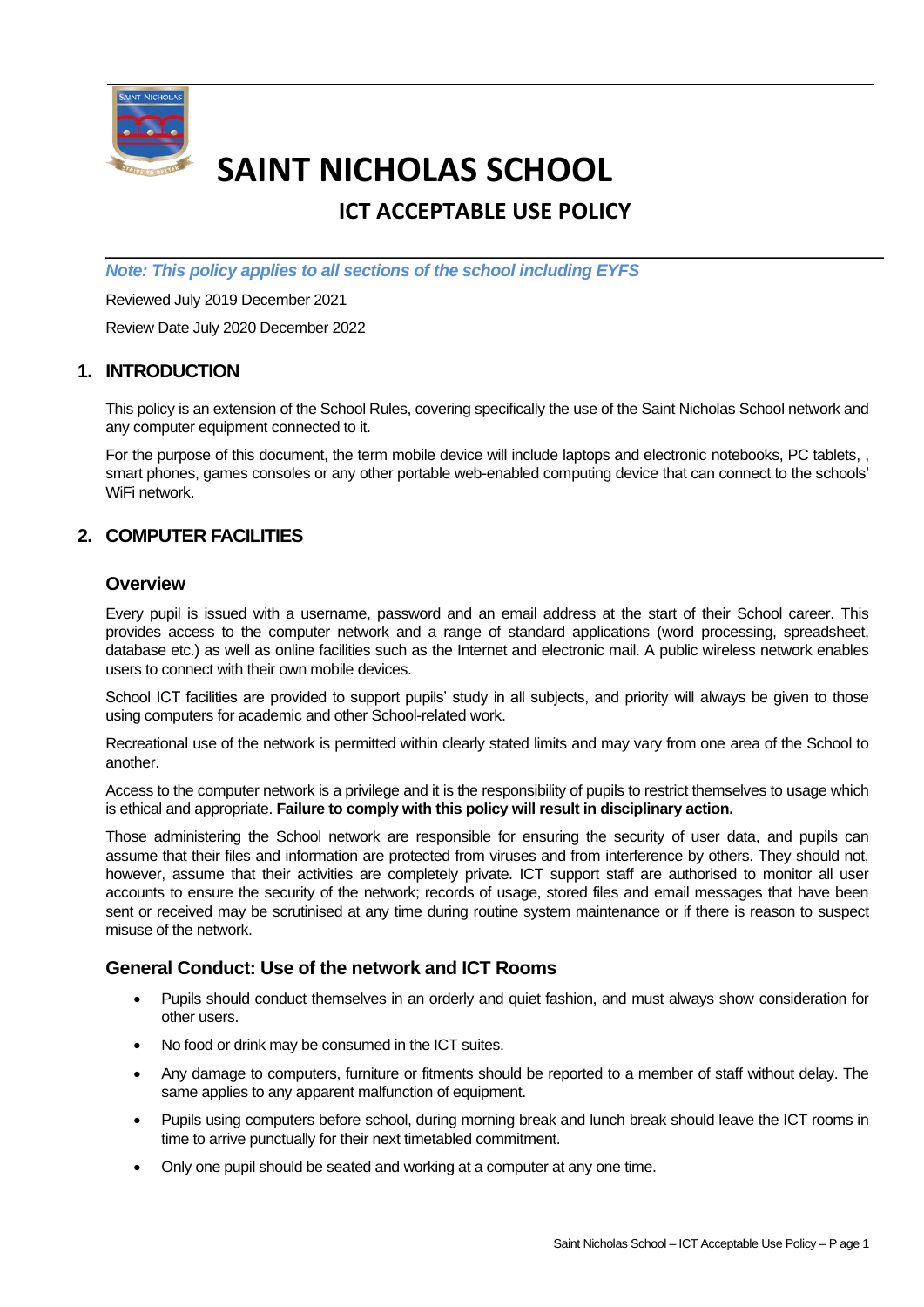# SAINT NICHOLAS SCHOOL

## ICT ACCEPTABLE USE POLICY

***Note: This policy applies to all sections of the school including EYFS***

Reviewed July 2019 December 2021

Review Date July 2020 December 2022

## 1. INTRODUCTION

This policy is an extension of the School Rules, covering specifically the use of the Saint Nicholas School network and any computer equipment connected to it.

For the purpose of this document, the term mobile device will include laptops and electronic notebooks, PC tablets, , smart phones, games consoles or any other portable web-enabled computing device that can connect to the schools' WiFi network.

## 2. COMPUTER FACILITIES

### Overview

Every pupil is issued with a username, password and an email address at the start of their School career. This provides access to the computer network and a range of standard applications (word processing, spreadsheet, database etc.) as well as online facilities such as the Internet and electronic mail. A public wireless network enables users to connect with their own mobile devices.

School ICT facilities are provided to support pupils' study in all subjects, and priority will always be given to those using computers for academic and other School-related work.

Recreational use of the network is permitted within clearly stated limits and may vary from one area of the School to another.

Access to the computer network is a privilege and it is the responsibility of pupils to restrict themselves to usage which is ethical and appropriate. **Failure to comply with this policy will result in disciplinary action.**

Those administering the School network are responsible for ensuring the security of user data, and pupils can assume that their files and information are protected from viruses and from interference by others. They should not, however, assume that their activities are completely private. ICT support staff are authorised to monitor all user accounts to ensure the security of the network; records of usage, stored files and email messages that have been sent or received may be scrutinised at any time during routine system maintenance or if there is reason to suspect misuse of the network.

### General Conduct: Use of the network and ICT Rooms

- Pupils should conduct themselves in an orderly and quiet fashion, and must always show consideration for other users.
- No food or drink may be consumed in the ICT suites.
- Any damage to computers, furniture or fitments should be reported to a member of staff without delay. The same applies to any apparent malfunction of equipment.
- Pupils using computers before school, during morning break and lunch break should leave the ICT rooms in time to arrive punctually for their next timetabled commitment.
- Only one pupil should be seated and working at a computer at any one time.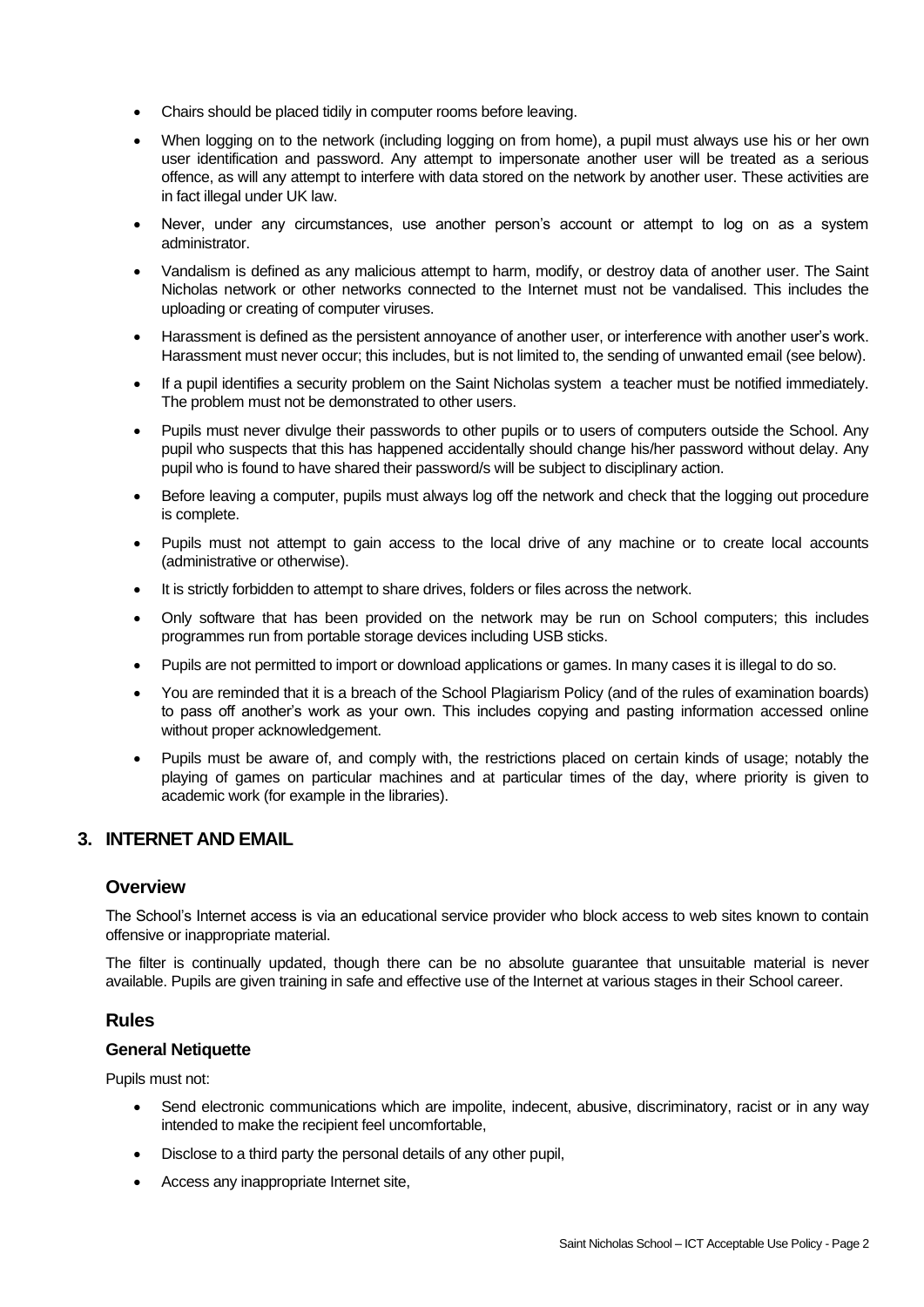- Chairs should be placed tidily in computer rooms before leaving.
- When logging on to the network (including logging on from home), a pupil must always use his or her own user identification and password. Any attempt to impersonate another user will be treated as a serious offence, as will any attempt to interfere with data stored on the network by another user. These activities are in fact illegal under UK law.
- Never, under any circumstances, use another person's account or attempt to log on as a system administrator.
- Vandalism is defined as any malicious attempt to harm, modify, or destroy data of another user. The Saint Nicholas network or other networks connected to the Internet must not be vandalised. This includes the uploading or creating of computer viruses.
- Harassment is defined as the persistent annoyance of another user, or interference with another user's work. Harassment must never occur; this includes, but is not limited to, the sending of unwanted email (see below).
- If a pupil identifies a security problem on the Saint Nicholas system a teacher must be notified immediately. The problem must not be demonstrated to other users.
- Pupils must never divulge their passwords to other pupils or to users of computers outside the School. Any pupil who suspects that this has happened accidentally should change his/her password without delay. Any pupil who is found to have shared their password/s will be subject to disciplinary action.
- Before leaving a computer, pupils must always log off the network and check that the logging out procedure is complete.
- Pupils must not attempt to gain access to the local drive of any machine or to create local accounts (administrative or otherwise).
- It is strictly forbidden to attempt to share drives, folders or files across the network.
- Only software that has been provided on the network may be run on School computers; this includes programmes run from portable storage devices including USB sticks.
- Pupils are not permitted to import or download applications or games. In many cases it is illegal to do so.
- You are reminded that it is a breach of the School Plagiarism Policy (and of the rules of examination boards) to pass off another's work as your own. This includes copying and pasting information accessed online without proper acknowledgement.
- Pupils must be aware of, and comply with, the restrictions placed on certain kinds of usage; notably the playing of games on particular machines and at particular times of the day, where priority is given to academic work (for example in the libraries).

## 3. INTERNET AND EMAIL

### Overview

The School's Internet access is via an educational service provider who block access to web sites known to contain offensive or inappropriate material.

The filter is continually updated, though there can be no absolute guarantee that unsuitable material is never available. Pupils are given training in safe and effective use of the Internet at various stages in their School career.

### Rules

#### General Netiquette

Pupils must not:

- Send electronic communications which are impolite, indecent, abusive, discriminatory, racist or in any way intended to make the recipient feel uncomfortable,
- Disclose to a third party the personal details of any other pupil,
- Access any inappropriate Internet site,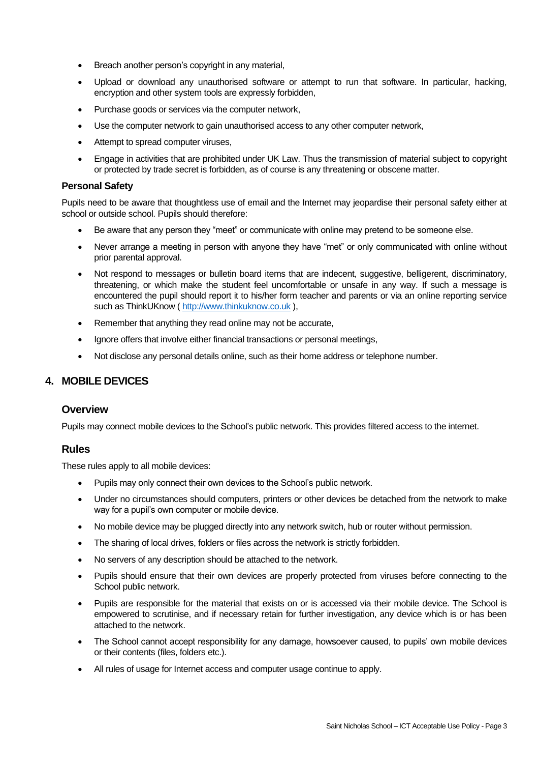- Breach another person's copyright in any material,
- Upload or download any unauthorised software or attempt to run that software. In particular, hacking, encryption and other system tools are expressly forbidden,
- Purchase goods or services via the computer network,
- Use the computer network to gain unauthorised access to any other computer network,
- Attempt to spread computer viruses,
- Engage in activities that are prohibited under UK Law. Thus the transmission of material subject to copyright or protected by trade secret is forbidden, as of course is any threatening or obscene matter.

### Personal Safety

Pupils need to be aware that thoughtless use of email and the Internet may jeopardise their personal safety either at school or outside school. Pupils should therefore:

- Be aware that any person they "meet" or communicate with online may pretend to be someone else.
- Never arrange a meeting in person with anyone they have "met" or only communicated with online without prior parental approval.
- Not respond to messages or bulletin board items that are indecent, suggestive, belligerent, discriminatory, threatening, or which make the student feel uncomfortable or unsafe in any way. If such a message is encountered the pupil should report it to his/her form teacher and parents or via an online reporting service such as ThinkUKnow ( http://www.thinkuknow.co.uk ),
- Remember that anything they read online may not be accurate,
- Ignore offers that involve either financial transactions or personal meetings,
- Not disclose any personal details online, such as their home address or telephone number.

## 4. MOBILE DEVICES

### Overview

Pupils may connect mobile devices to the School's public network. This provides filtered access to the internet.

### Rules

These rules apply to all mobile devices:

- Pupils may only connect their own devices to the School's public network.
- Under no circumstances should computers, printers or other devices be detached from the network to make way for a pupil's own computer or mobile device.
- No mobile device may be plugged directly into any network switch, hub or router without permission.
- The sharing of local drives, folders or files across the network is strictly forbidden.
- No servers of any description should be attached to the network.
- Pupils should ensure that their own devices are properly protected from viruses before connecting to the School public network.
- Pupils are responsible for the material that exists on or is accessed via their mobile device. The School is empowered to scrutinise, and if necessary retain for further investigation, any device which is or has been attached to the network.
- The School cannot accept responsibility for any damage, howsoever caused, to pupils' own mobile devices or their contents (files, folders etc.).
- All rules of usage for Internet access and computer usage continue to apply.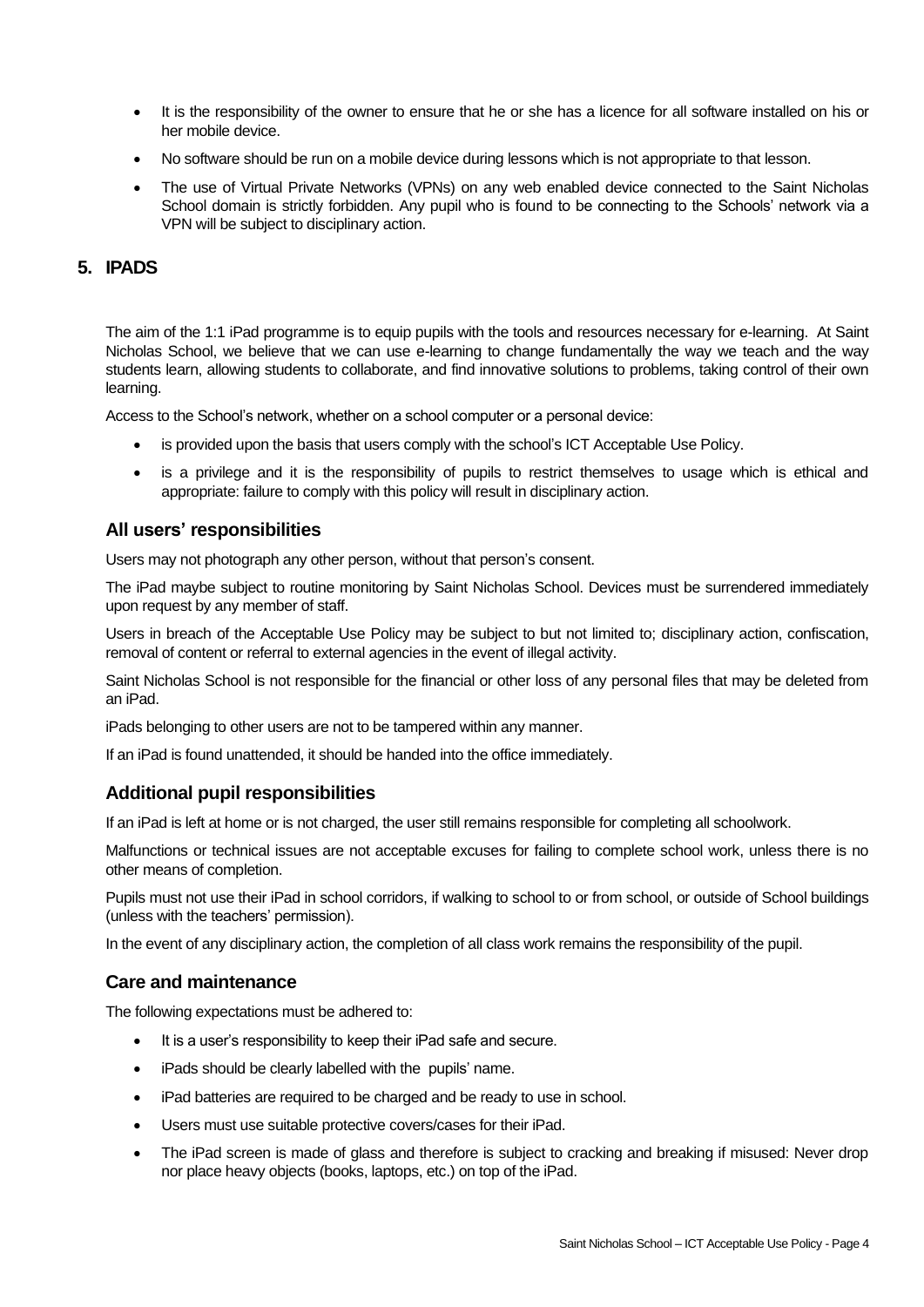- It is the responsibility of the owner to ensure that he or she has a licence for all software installed on his or her mobile device.
- No software should be run on a mobile device during lessons which is not appropriate to that lesson.
- The use of Virtual Private Networks (VPNs) on any web enabled device connected to the Saint Nicholas School domain is strictly forbidden. Any pupil who is found to be connecting to the Schools' network via a VPN will be subject to disciplinary action.

## 5. IPADS

The aim of the 1:1 iPad programme is to equip pupils with the tools and resources necessary for e-learning. At Saint Nicholas School, we believe that we can use e-learning to change fundamentally the way we teach and the way students learn, allowing students to collaborate, and find innovative solutions to problems, taking control of their own learning.

Access to the School's network, whether on a school computer or a personal device:

- is provided upon the basis that users comply with the school's ICT Acceptable Use Policy.
- is a privilege and it is the responsibility of pupils to restrict themselves to usage which is ethical and appropriate: failure to comply with this policy will result in disciplinary action.

### All users' responsibilities

Users may not photograph any other person, without that person's consent.

The iPad maybe subject to routine monitoring by Saint Nicholas School. Devices must be surrendered immediately upon request by any member of staff.

Users in breach of the Acceptable Use Policy may be subject to but not limited to; disciplinary action, confiscation, removal of content or referral to external agencies in the event of illegal activity.

Saint Nicholas School is not responsible for the financial or other loss of any personal files that may be deleted from an iPad.

iPads belonging to other users are not to be tampered within any manner.

If an iPad is found unattended, it should be handed into the office immediately.

### Additional pupil responsibilities

If an iPad is left at home or is not charged, the user still remains responsible for completing all schoolwork.

Malfunctions or technical issues are not acceptable excuses for failing to complete school work, unless there is no other means of completion.

Pupils must not use their iPad in school corridors, if walking to school to or from school, or outside of School buildings (unless with the teachers' permission).

In the event of any disciplinary action, the completion of all class work remains the responsibility of the pupil.

### Care and maintenance

The following expectations must be adhered to:

- It is a user's responsibility to keep their iPad safe and secure.
- iPads should be clearly labelled with the pupils' name.
- iPad batteries are required to be charged and be ready to use in school.
- Users must use suitable protective covers/cases for their iPad.
- The iPad screen is made of glass and therefore is subject to cracking and breaking if misused: Never drop nor place heavy objects (books, laptops, etc.) on top of the iPad.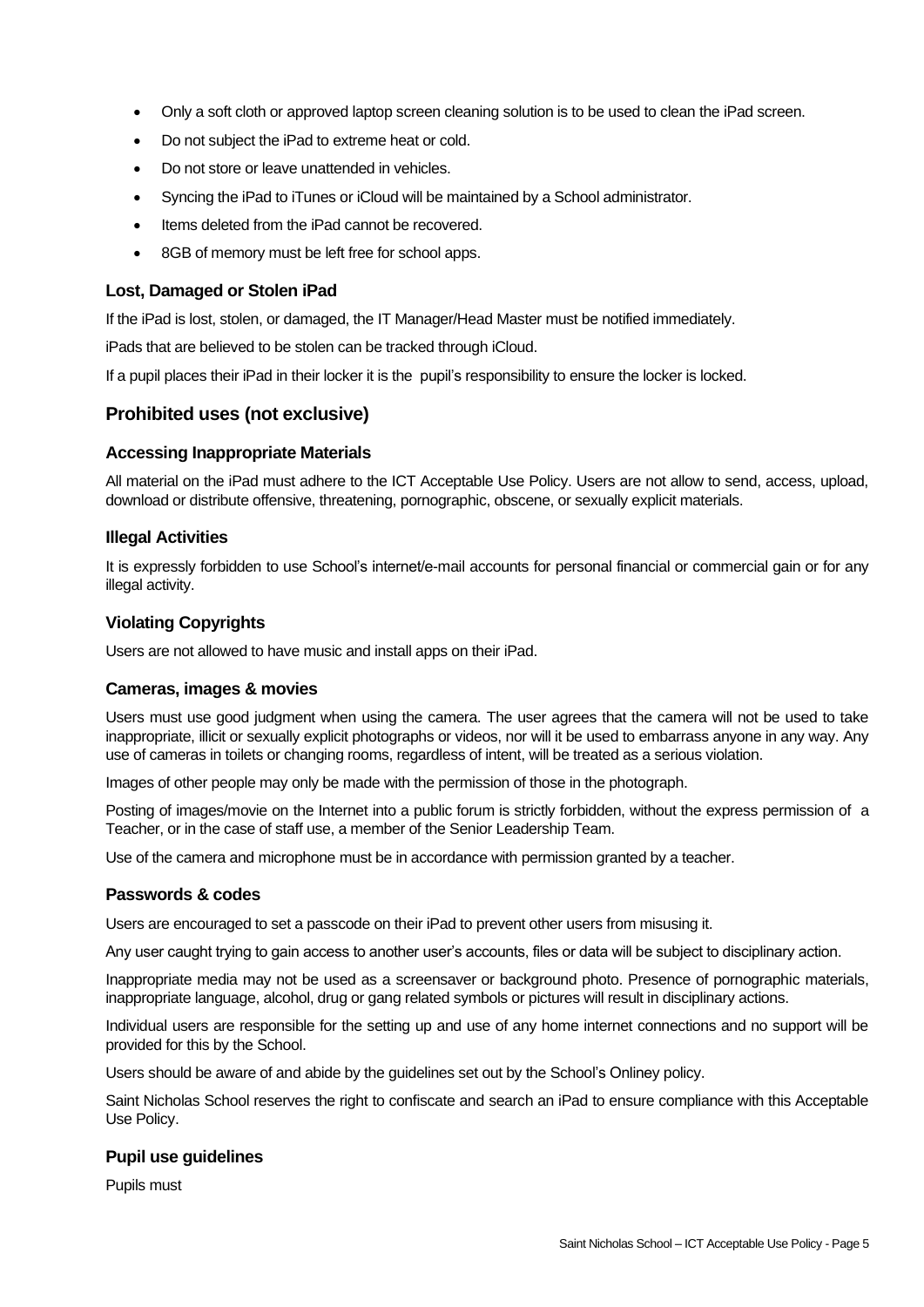- Only a soft cloth or approved laptop screen cleaning solution is to be used to clean the iPad screen.
- Do not subject the iPad to extreme heat or cold.
- Do not store or leave unattended in vehicles.
- Syncing the iPad to iTunes or iCloud will be maintained by a School administrator.
- Items deleted from the iPad cannot be recovered.
- 8GB of memory must be left free for school apps.

### Lost, Damaged or Stolen iPad

If the iPad is lost, stolen, or damaged, the IT Manager/Head Master must be notified immediately.

iPads that are believed to be stolen can be tracked through iCloud.

If a pupil places their iPad in their locker it is the pupil's responsibility to ensure the locker is locked.

## Prohibited uses (not exclusive)

### Accessing Inappropriate Materials

All material on the iPad must adhere to the ICT Acceptable Use Policy. Users are not allow to send, access, upload, download or distribute offensive, threatening, pornographic, obscene, or sexually explicit materials.

### Illegal Activities

It is expressly forbidden to use School's internet/e-mail accounts for personal financial or commercial gain or for any illegal activity.

### Violating Copyrights

Users are not allowed to have music and install apps on their iPad.

### Cameras, images & movies

Users must use good judgment when using the camera. The user agrees that the camera will not be used to take inappropriate, illicit or sexually explicit photographs or videos, nor will it be used to embarrass anyone in any way. Any use of cameras in toilets or changing rooms, regardless of intent, will be treated as a serious violation.

Images of other people may only be made with the permission of those in the photograph.

Posting of images/movie on the Internet into a public forum is strictly forbidden, without the express permission of a Teacher, or in the case of staff use, a member of the Senior Leadership Team.

Use of the camera and microphone must be in accordance with permission granted by a teacher.

### Passwords & codes

Users are encouraged to set a passcode on their iPad to prevent other users from misusing it.

Any user caught trying to gain access to another user's accounts, files or data will be subject to disciplinary action.

Inappropriate media may not be used as a screensaver or background photo. Presence of pornographic materials, inappropriate language, alcohol, drug or gang related symbols or pictures will result in disciplinary actions.

Individual users are responsible for the setting up and use of any home internet connections and no support will be provided for this by the School.

Users should be aware of and abide by the guidelines set out by the School's Onliney policy.

Saint Nicholas School reserves the right to confiscate and search an iPad to ensure compliance with this Acceptable Use Policy.

### Pupil use guidelines

Pupils must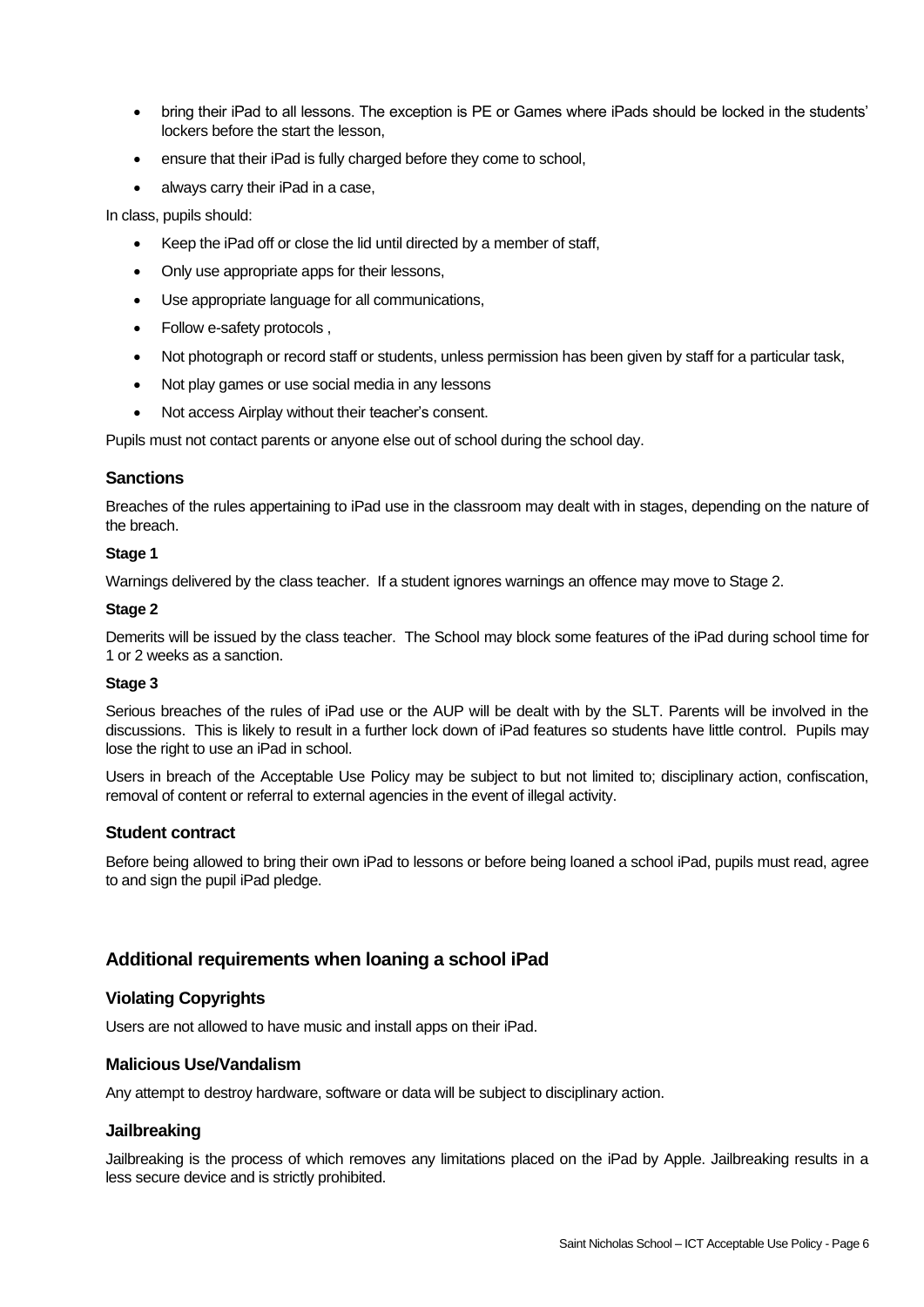- bring their iPad to all lessons. The exception is PE or Games where iPads should be locked in the students' lockers before the start the lesson,
- ensure that their iPad is fully charged before they come to school,
- always carry their iPad in a case,

In class, pupils should:

- Keep the iPad off or close the lid until directed by a member of staff,
- Only use appropriate apps for their lessons,
- Use appropriate language for all communications,
- Follow e-safety protocols ,
- Not photograph or record staff or students, unless permission has been given by staff for a particular task,
- Not play games or use social media in any lessons
- Not access Airplay without their teacher's consent.

Pupils must not contact parents or anyone else out of school during the school day.

### Sanctions

Breaches of the rules appertaining to iPad use in the classroom may dealt with in stages, depending on the nature of the breach.

**Stage 1**

Warnings delivered by the class teacher. If a student ignores warnings an offence may move to Stage 2.

**Stage 2**

Demerits will be issued by the class teacher. The School may block some features of the iPad during school time for 1 or 2 weeks as a sanction.

**Stage 3**

Serious breaches of the rules of iPad use or the AUP will be dealt with by the SLT. Parents will be involved in the discussions. This is likely to result in a further lock down of iPad features so students have little control. Pupils may lose the right to use an iPad in school.

Users in breach of the Acceptable Use Policy may be subject to but not limited to; disciplinary action, confiscation, removal of content or referral to external agencies in the event of illegal activity.

### Student contract

Before being allowed to bring their own iPad to lessons or before being loaned a school iPad, pupils must read, agree to and sign the pupil iPad pledge.

## Additional requirements when loaning a school iPad

### Violating Copyrights

Users are not allowed to have music and install apps on their iPad.

### Malicious Use/Vandalism

Any attempt to destroy hardware, software or data will be subject to disciplinary action.

### Jailbreaking

Jailbreaking is the process of which removes any limitations placed on the iPad by Apple. Jailbreaking results in a less secure device and is strictly prohibited.